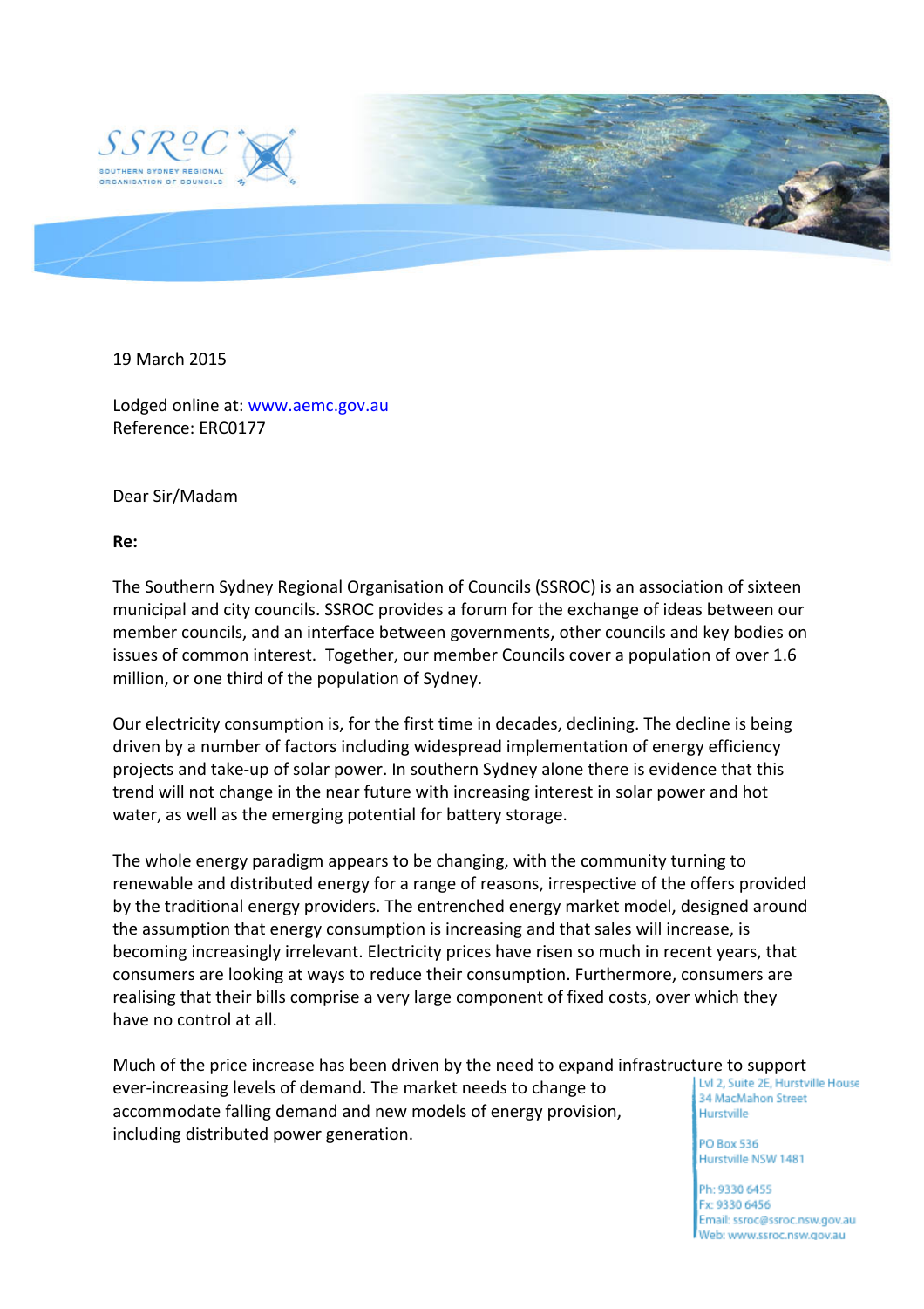19 March 2015

Lodged online at: www.aemc.gov.au
Reference: ERC0177

Dear Sir/Madam

**Re:**

The Southern Sydney Regional Organisation of Councils (SSROC) is an association of sixteen municipal and city councils. SSROC provides a forum for the exchange of ideas between our member councils, and an interface between governments, other councils and key bodies on issues of common interest. Together, our member Councils cover a population of over 1.6 million, or one third of the population of Sydney.

Our electricity consumption is, for the first time in decades, declining. The decline is being driven by a number of factors including widespread implementation of energy efficiency projects and take-up of solar power. In southern Sydney alone there is evidence that this trend will not change in the near future with increasing interest in solar power and hot water, as well as the emerging potential for battery storage.

The whole energy paradigm appears to be changing, with the community turning to renewable and distributed energy for a range of reasons, irrespective of the offers provided by the traditional energy providers. The entrenched energy market model, designed around the assumption that energy consumption is increasing and that sales will increase, is becoming increasingly irrelevant. Electricity prices have risen so much in recent years, that consumers are looking at ways to reduce their consumption. Furthermore, consumers are realising that their bills comprise a very large component of fixed costs, over which they have no control at all.

Much of the price increase has been driven by the need to expand infrastructure to support ever-increasing levels of demand. The market needs to change to accommodate falling demand and new models of energy provision, including distributed power generation.

Lvl 2, Suite 2E, Hurstville House
34 MacMahon Street
Hurstville

PO Box 536
Hurstville NSW 1481

Ph: 9330 6455
Fx: 9330 6456
Email: ssroc@ssroc.nsw.gov.au
Web: www.ssroc.nsw.gov.au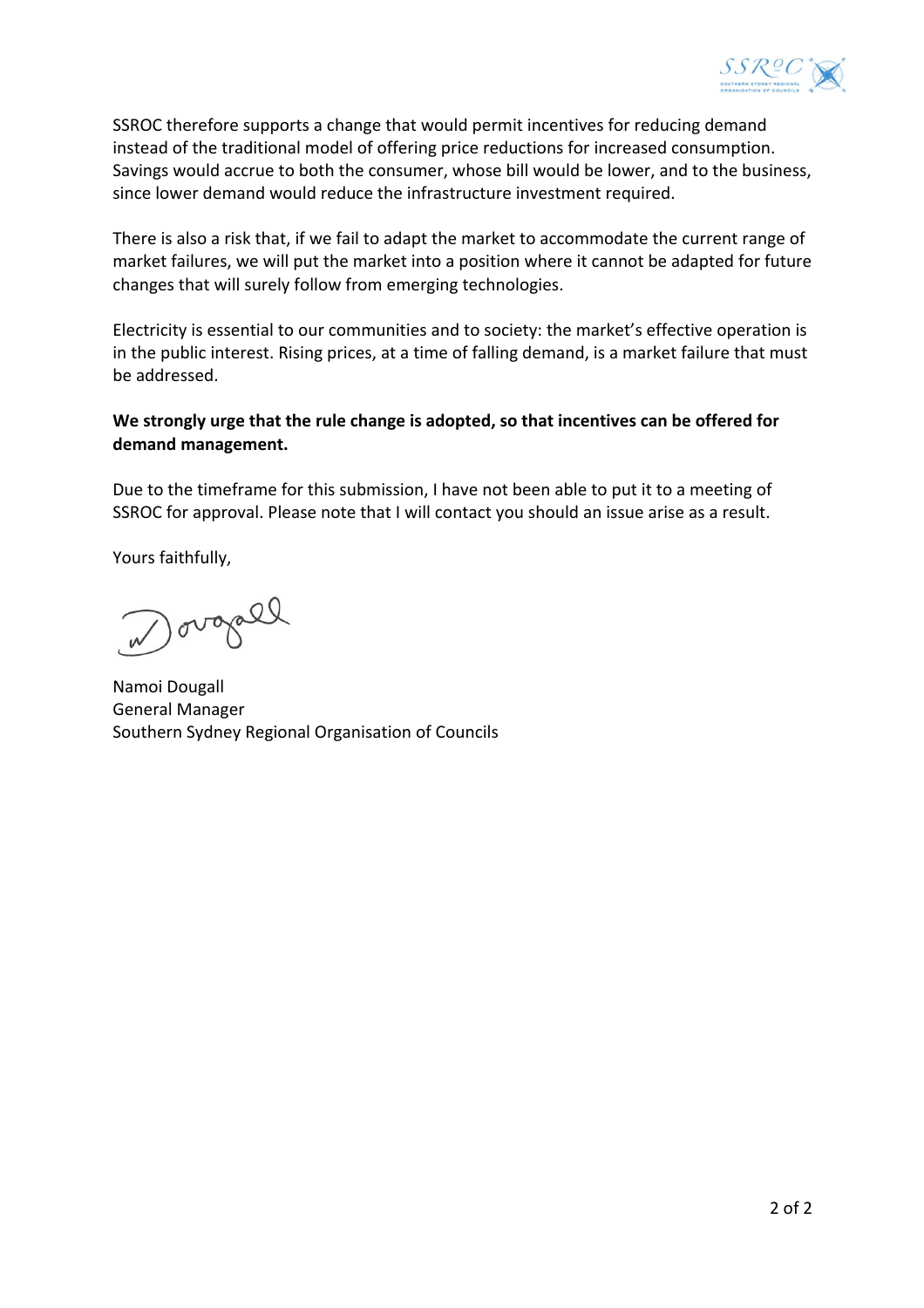SSROC therefore supports a change that would permit incentives for reducing demand instead of the traditional model of offering price reductions for increased consumption. Savings would accrue to both the consumer, whose bill would be lower, and to the business, since lower demand would reduce the infrastructure investment required.

There is also a risk that, if we fail to adapt the market to accommodate the current range of market failures, we will put the market into a position where it cannot be adapted for future changes that will surely follow from emerging technologies.

Electricity is essential to our communities and to society: the market's effective operation is in the public interest. Rising prices, at a time of falling demand, is a market failure that must be addressed.

**We strongly urge that the rule change is adopted, so that incentives can be offered for demand management.**

Due to the timeframe for this submission, I have not been able to put it to a meeting of SSROC for approval. Please note that I will contact you should an issue arise as a result.

Yours faithfully,

Namoi Dougall
General Manager
Southern Sydney Regional Organisation of Councils